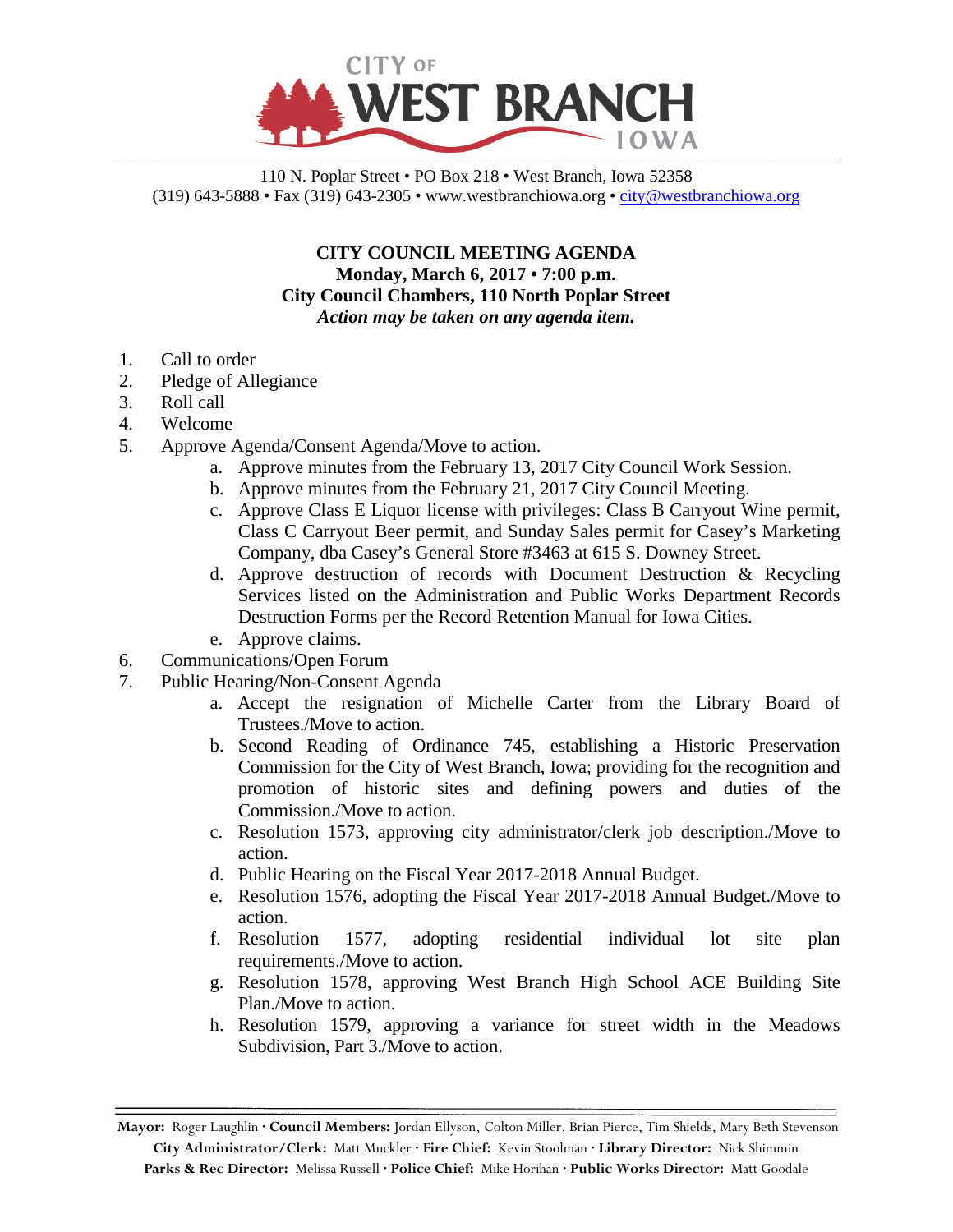CITY OF WEST BRANCH IOWA

110 N. Poplar Street • PO Box 218 • West Branch, Iowa 52358
(319) 643-5888 • Fax (319) 643-2305 • www.westbranchiowa.org • city@westbranchiowa.org

**CITY COUNCIL MEETING AGENDA**
**Monday, March 6, 2017 • 7:00 p.m.**
**City Council Chambers, 110 North Poplar Street**
***Action may be taken on any agenda item.***

1. Call to order
2. Pledge of Allegiance
3. Roll call
4. Welcome
5. Approve Agenda/Consent Agenda/Move to action.
   a. Approve minutes from the February 13, 2017 City Council Work Session.
   b. Approve minutes from the February 21, 2017 City Council Meeting.
   c. Approve Class E Liquor license with privileges: Class B Carryout Wine permit, Class C Carryout Beer permit, and Sunday Sales permit for Casey's Marketing Company, dba Casey's General Store #3463 at 615 S. Downey Street.
   d. Approve destruction of records with Document Destruction & Recycling Services listed on the Administration and Public Works Department Records Destruction Forms per the Record Retention Manual for Iowa Cities.
   e. Approve claims.
6. Communications/Open Forum
7. Public Hearing/Non-Consent Agenda
   a. Accept the resignation of Michelle Carter from the Library Board of Trustees./Move to action.
   b. Second Reading of Ordinance 745, establishing a Historic Preservation Commission for the City of West Branch, Iowa; providing for the recognition and promotion of historic sites and defining powers and duties of the Commission./Move to action.
   c. Resolution 1573, approving city administrator/clerk job description./Move to action.
   d. Public Hearing on the Fiscal Year 2017-2018 Annual Budget.
   e. Resolution 1576, adopting the Fiscal Year 2017-2018 Annual Budget./Move to action.
   f. Resolution 1577, adopting residential individual lot site plan requirements./Move to action.
   g. Resolution 1578, approving West Branch High School ACE Building Site Plan./Move to action.
   h. Resolution 1579, approving a variance for street width in the Meadows Subdivision, Part 3./Move to action.

**Mayor:** Roger Laughlin · **Council Members:** Jordan Ellyson, Colton Miller, Brian Pierce, Tim Shields, Mary Beth Stevenson
**City Administrator/Clerk:** Matt Muckler · **Fire Chief:** Kevin Stoolman · **Library Director:** Nick Shimmin
**Parks & Rec Director:** Melissa Russell · **Police Chief:** Mike Horihan · **Public Works Director:** Matt Goodale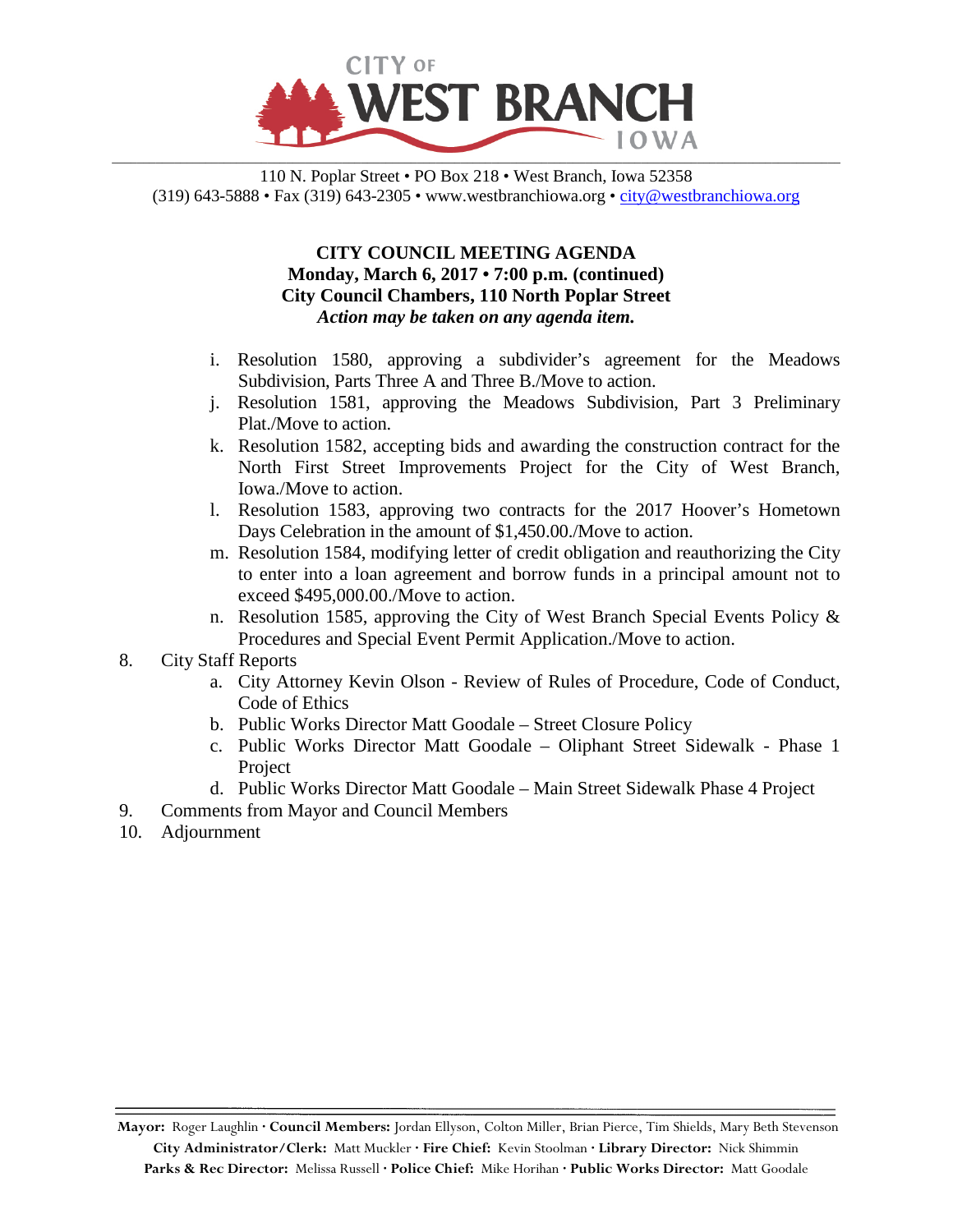CITY OF WEST BRANCH IOWA

110 N. Poplar Street • PO Box 218 • West Branch, Iowa 52358
(319) 643-5888 • Fax (319) 643-2305 • www.westbranchiowa.org • city@westbranchiowa.org

**CITY COUNCIL MEETING AGENDA**
**Monday, March 6, 2017 • 7:00 p.m. (continued)**
**City Council Chambers, 110 North Poplar Street**
***Action may be taken on any agenda item.***

- i. Resolution 1580, approving a subdivider's agreement for the Meadows Subdivision, Parts Three A and Three B./Move to action.
- j. Resolution 1581, approving the Meadows Subdivision, Part 3 Preliminary Plat./Move to action.
- k. Resolution 1582, accepting bids and awarding the construction contract for the North First Street Improvements Project for the City of West Branch, Iowa./Move to action.
- l. Resolution 1583, approving two contracts for the 2017 Hoover's Hometown Days Celebration in the amount of $1,450.00./Move to action.
- m. Resolution 1584, modifying letter of credit obligation and reauthorizing the City to enter into a loan agreement and borrow funds in a principal amount not to exceed $495,000.00./Move to action.
- n. Resolution 1585, approving the City of West Branch Special Events Policy & Procedures and Special Event Permit Application./Move to action.

8. City Staff Reports
   - a. City Attorney Kevin Olson - Review of Rules of Procedure, Code of Conduct, Code of Ethics
   - b. Public Works Director Matt Goodale – Street Closure Policy
   - c. Public Works Director Matt Goodale – Oliphant Street Sidewalk - Phase 1 Project
   - d. Public Works Director Matt Goodale – Main Street Sidewalk Phase 4 Project
9. Comments from Mayor and Council Members
10. Adjournment

**Mayor:** Roger Laughlin · **Council Members:** Jordan Ellyson, Colton Miller, Brian Pierce, Tim Shields, Mary Beth Stevenson
**City Administrator/Clerk:** Matt Muckler · **Fire Chief:** Kevin Stoolman · **Library Director:** Nick Shimmin
**Parks & Rec Director:** Melissa Russell · **Police Chief:** Mike Horihan · **Public Works Director:** Matt Goodale